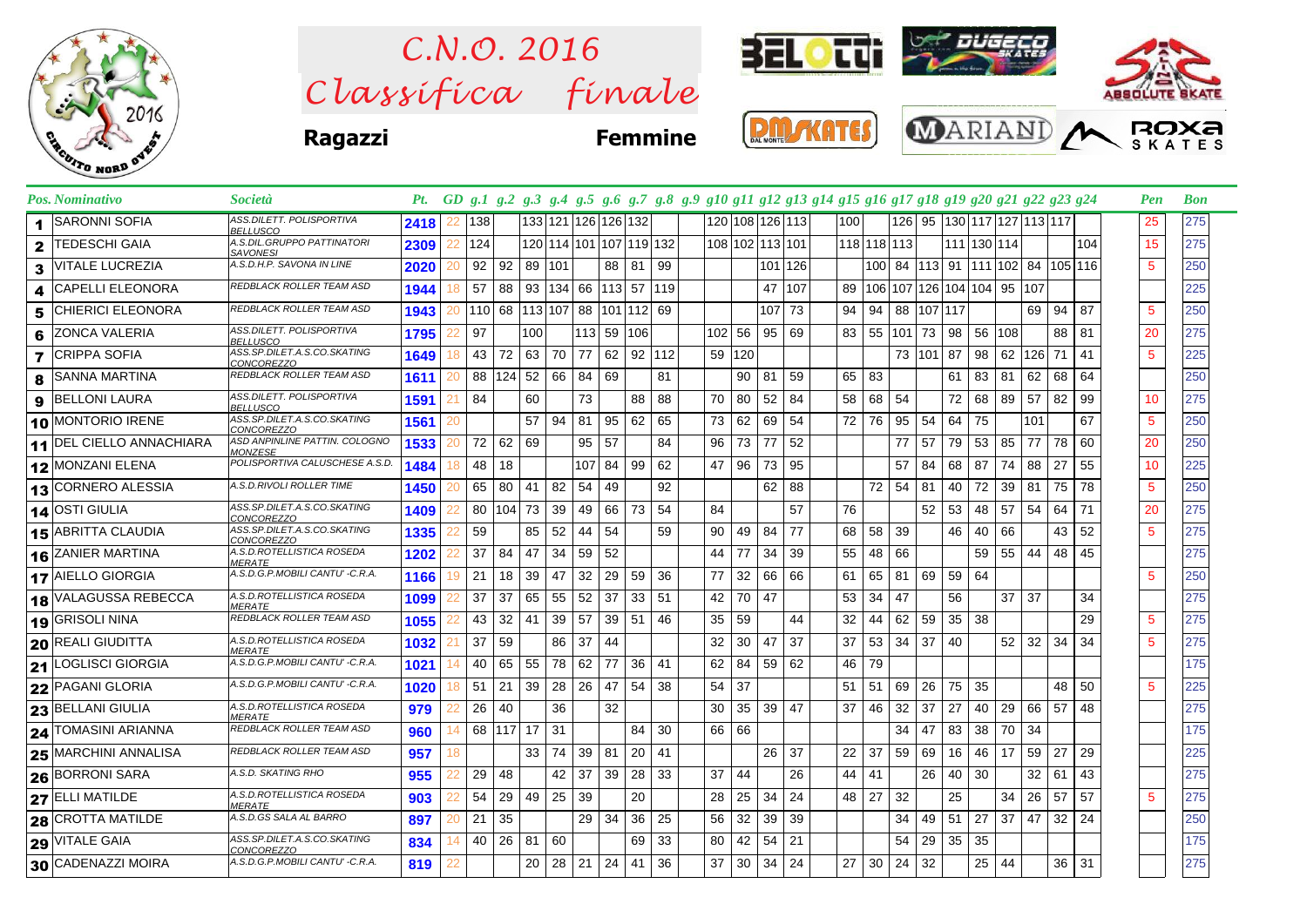# C.N.O. 2016
# Classifica finale

**Ragazzi** **Femmine**

| Pos. | Nominativo | Società | Pt. | GD | g.1 | g.2 | g.3 | g.4 | g.5 | g.6 | g.7 | g.8 | g.9 | g10 | g11 | g12 | g13 | g14 | g15 | g16 | g17 | g18 | g19 | g20 | g21 | g22 | g23 | g24 | Pen | Bon |
|---|---|---|---|---|---|---|---|---|---|---|---|---|---|---|---|---|---|---|---|---|---|---|---|---|---|---|---|---|---|---|
| 1 | SARONNI SOFIA | ASS.DILETT. POLISPORTIVA BELLUSCO | 2418 | 22 | 138 | | 133 | 121 | 126 | 126 | 132 | | | 120 | 108 | 126 | 113 | | 100 | | 126 | 95 | 130 | 117 | 127 | 113 | 117 | | 25 | 275 |
| 2 | TEDESCHI GAIA | A.S.DIL.GRUPPO PATTINATORI SAVONESI | 2309 | 22 | 124 | | 120 | 114 | 101 | 107 | 119 | 132 | | 108 | 102 | 113 | 101 | | 118 | 118 | 113 | | | 111 | 130 | 114 | | 104 | 15 | 275 |
| 3 | VITALE LUCREZIA | A.S.D.H.P. SAVONA IN LINE | 2020 | 20 | 92 | 92 | 89 | 101 | | 88 | 81 | 99 | | | | 101 | 126 | | | 100 | 84 | 113 | 91 | 111 | 102 | 84 | 105 | 116 | 5 | 250 |
| 4 | CAPELLI ELEONORA | REDBLACK ROLLER TEAM ASD | 1944 | 18 | 57 | 88 | 93 | 134 | 66 | 113 | 57 | 119 | | | | 47 | 107 | | 89 | 106 | 107 | 126 | 104 | 104 | 95 | 107 | | | | 225 |
| 5 | CHIERICI ELEONORA | REDBLACK ROLLER TEAM ASD | 1943 | 20 | 110 | 68 | 113 | 107 | 88 | 101 | 112 | 69 | | | | 107 | 73 | | 94 | 94 | 88 | 107 | 117 | | | 69 | 94 | 87 | 5 | 250 |
| 6 | ZONCA VALERIA | ASS.DILETT. POLISPORTIVA BELLUSCO | 1795 | 22 | 97 | | 100 | | 113 | 59 | 106 | | | 102 | 56 | 95 | 69 | | 83 | 55 | 101 | 73 | 98 | 56 | 108 | | 88 | 81 | 20 | 275 |
| 7 | CRIPPA SOFIA | ASS.SP.DILET.A.S.CO.SKATING CONCOREZZO | 1649 | 18 | 43 | 72 | 63 | 70 | 77 | 62 | 92 | 112 | | 59 | 120 | | | | | | 73 | 101 | 87 | 98 | 62 | 126 | 71 | 41 | 5 | 225 |
| 8 | SANNA MARTINA | REDBLACK ROLLER TEAM ASD | 1611 | 20 | 88 | 124 | 52 | 66 | 84 | 69 | | 81 | | | 90 | 81 | 59 | | 65 | 83 | | | 61 | 83 | 81 | 62 | 68 | 64 | | 250 |
| 9 | BELLONI LAURA | ASS.DILETT. POLISPORTIVA BELLUSCO | 1591 | 21 | 84 | | 60 | | 73 | | 88 | 88 | | 70 | 80 | 52 | 84 | | 58 | 68 | 54 | | 72 | 68 | 89 | 57 | 82 | 99 | 10 | 275 |
| 10 | MONTORIO IRENE | ASS.SP.DILET.A.S.CO.SKATING CONCOREZZO | 1561 | 20 | | | 57 | 94 | 81 | 95 | 62 | 65 | | 73 | 62 | 69 | 54 | | 72 | 76 | 95 | 54 | 64 | 75 | | 101 | | 67 | 5 | 250 |
| 11 | DEL CIELLO ANNACHIARA | ASD ANPINLINE PATTIN. COLOGNO MONZESE | 1533 | 20 | 72 | 62 | 69 | | 95 | 57 | | 84 | | 96 | 73 | 77 | 52 | | | | 77 | 57 | 79 | 53 | 85 | 77 | 78 | 60 | 20 | 250 |
| 12 | MONZANI ELENA | POLISPORTIVA CALUSCHESE A.S.D. | 1484 | 18 | 48 | 18 | | | 107 | 84 | 99 | 62 | | 47 | 96 | 73 | 95 | | | | 57 | 84 | 68 | 87 | 74 | 88 | 27 | 55 | 10 | 225 |
| 13 | CORNERO ALESSIA | A.S.D.RIVOLI ROLLER TIME | 1450 | 20 | 65 | 80 | 41 | 82 | 54 | 49 | | 92 | | | | 62 | 88 | | | 72 | 54 | 81 | 40 | 72 | 39 | 81 | 75 | 78 | 5 | 250 |
| 14 | OSTI GIULIA | ASS.SP.DILET.A.S.CO.SKATING CONCOREZZO | 1409 | 22 | 80 | 104 | 73 | 39 | 49 | 66 | 73 | 54 | | 84 | | | 57 | | 76 | | | 52 | 53 | 48 | 57 | 54 | 64 | 71 | 20 | 275 |
| 15 | ABRITTA CLAUDIA | ASS.SP.DILET.A.S.CO.SKATING CONCOREZZO | 1335 | 22 | 59 | | 85 | 52 | 44 | 54 | | 59 | | 90 | 49 | 84 | 77 | | 68 | 58 | 39 | | 46 | 40 | 66 | | 43 | 52 | 5 | 275 |
| 16 | ZANIER MARTINA | A.S.D.ROTELLISTICA ROSEDA MERATE | 1202 | 22 | 37 | 84 | 47 | 34 | 59 | 52 | | | | 44 | 77 | 34 | 39 | | 55 | 48 | 66 | | | 59 | 55 | 44 | 48 | 45 | | 275 |
| 17 | AIELLO GIORGIA | A.S.D.G.P.MOBILI CANTU' -C.R.A. | 1166 | 19 | 21 | 18 | 39 | 47 | 32 | 29 | 59 | 36 | | 77 | 32 | 66 | 66 | | 61 | 65 | 81 | 69 | 59 | 64 | | | | | 5 | 250 |
| 18 | VALAGUSSA REBECCA | A.S.D.ROTELLISTICA ROSEDA MERATE | 1099 | 22 | 37 | 37 | 65 | 55 | 52 | 37 | 33 | 51 | | 42 | 70 | 47 | | | 53 | 34 | 47 | | 56 | | 37 | 37 | | 34 | | 275 |
| 19 | GRISOLI NINA | REDBLACK ROLLER TEAM ASD | 1055 | 22 | 43 | 32 | 41 | 39 | 57 | 39 | 51 | 46 | | 35 | 59 | | 44 | | 32 | 44 | 62 | 59 | 35 | 38 | | | | 29 | 5 | 275 |
| 20 | REALI GIUDITTA | A.S.D.ROTELLISTICA ROSEDA MERATE | 1032 | 21 | 37 | 59 | | 86 | 37 | 44 | | | | 32 | 30 | 47 | 37 | | 37 | 53 | 34 | 37 | 40 | | 52 | 32 | 34 | 34 | 5 | 275 |
| 21 | LOGLISCI GIORGIA | A.S.D.G.P.MOBILI CANTU' -C.R.A. | 1021 | 14 | 40 | 65 | 55 | 78 | 62 | 77 | 36 | 41 | | 62 | 84 | 59 | 62 | | 46 | 79 | | | | | | | | | | 175 |
| 22 | PAGANI GLORIA | A.S.D.G.P.MOBILI CANTU' -C.R.A. | 1020 | 18 | 51 | 21 | 39 | 28 | 26 | 47 | 54 | 38 | | 54 | 37 | | | | 51 | 51 | 69 | 26 | 75 | 35 | | | 48 | 50 | 5 | 225 |
| 23 | BELLANI GIULIA | A.S.D.ROTELLISTICA ROSEDA MERATE | 979 | 22 | 26 | 40 | | 36 | | 32 | | | | 30 | 35 | 39 | 47 | | 37 | 46 | 32 | 37 | 27 | 40 | 29 | 66 | 57 | 48 | | 275 |
| 24 | TOMASINI ARIANNA | REDBLACK ROLLER TEAM ASD | 960 | 14 | 68 | 117 | 17 | 31 | | | 84 | 30 | | 66 | 66 | | | | | | 34 | 47 | 83 | 38 | 70 | 34 | | | | 175 |
| 25 | MARCHINI ANNALISA | REDBLACK ROLLER TEAM ASD | 957 | 18 | | | 33 | 74 | 39 | 81 | 20 | 41 | | | | 26 | 37 | | 22 | 37 | 59 | 69 | 16 | 46 | 17 | 59 | 27 | 29 | | 225 |
| 26 | BORRONI SARA | A.S.D. SKATING RHO | 955 | 22 | 29 | 48 | | 42 | 37 | 39 | 28 | 33 | | 37 | 44 | | 26 | | 44 | 41 | | 26 | 40 | 30 | | 32 | 61 | 43 | | 275 |
| 27 | ELLI MATILDE | A.S.D.ROTELLISTICA ROSEDA MERATE | 903 | 22 | 54 | 29 | 49 | 25 | 39 | | 20 | | | 28 | 25 | 34 | 24 | | 48 | 27 | 32 | | 25 | | 34 | 26 | 57 | 57 | 5 | 275 |
| 28 | CROTTA MATILDE | A.S.D.GS SALA AL BARRO | 897 | 20 | 21 | 35 | | | 29 | 34 | 36 | 25 | | 56 | 32 | 39 | 39 | | | | 34 | 49 | 51 | 27 | 37 | 47 | 32 | 24 | | 250 |
| 29 | VITALE GAIA | ASS.SP.DILET.A.S.CO.SKATING CONCOREZZO | 834 | 14 | 40 | 26 | 81 | 60 | | | 69 | 33 | | 80 | 42 | 54 | 21 | | | | 54 | 29 | 35 | 35 | | | | | | 175 |
| 30 | CADENAZZI MOIRA | A.S.D.G.P.MOBILI CANTU' -C.R.A. | 819 | 22 | | | 20 | 28 | 21 | 24 | 41 | 36 | | 37 | 30 | 34 | 24 | | 27 | 30 | 24 | 32 | | 25 | 44 | | 36 | 31 | | 275 |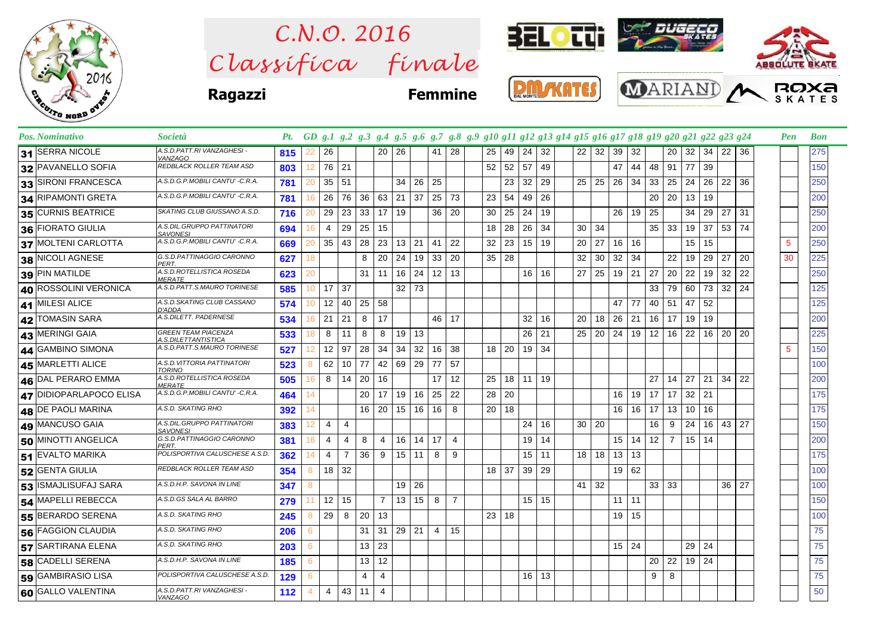# C.N.O. 2016
# Classifica finale

**Ragazzi** **Femmine**

| Pos. | Nominativo | Società | Pt. | GD | g.1 | g.2 | g.3 | g.4 | g.5 | g.6 | g.7 | g.8 | g.9 | g.10 | g.11 | g.12 | g.13 | g.14 | g.15 | g.16 | g.17 | g.18 | g.19 | g.20 | g.21 | g.22 | g.23 | g.24 | Pen | Bon |
|---|---|---|---|---|---|---|---|---|---|---|---|---|---|---|---|---|---|---|---|---|---|---|---|---|---|---|---|---|---|---|
| 31 | SERRA NICOLE | A.S.D.PATT.RI VANZAGHESI - VANZAGO | 815 | 22 | 26 | | | 20 | 26 | | 41 | 28 | | 25 | 49 | 24 | 32 | | 22 | 32 | 39 | 32 | | 20 | 32 | 34 | 22 | 36 | | 275 |
| 32 | PAVANELLO SOFIA | REDBLACK ROLLER TEAM ASD | 803 | 12 | 76 | 21 | | | | | | | | 52 | 52 | 57 | 49 | | | | 47 | 44 | 48 | 91 | 77 | 39 | | | | 150 |
| 33 | SIRONI FRANCESCA | A.S.D.G.P.MOBILI CANTU' -C.R.A. | 781 | 20 | 35 | 51 | | | 34 | 26 | 25 | | | | 23 | 32 | 29 | | 25 | 25 | 26 | 34 | 33 | 25 | 24 | 26 | 22 | 36 | | 250 |
| 34 | RIPAMONTI GRETA | A.S.D.G.P.MOBILI CANTU' -C.R.A. | 781 | 16 | 26 | 76 | 36 | 63 | 21 | 37 | 25 | 73 | | 23 | 54 | 49 | 26 | | | | | | 20 | 20 | 13 | 19 | | | | 200 |
| 35 | CURNIS BEATRICE | SKATING CLUB GIUSSANO A.S.D. | 716 | 20 | 29 | 23 | 33 | 17 | 19 | | 36 | 20 | | 30 | 25 | 24 | 19 | | | | 26 | 19 | 25 | | 34 | 29 | 27 | 31 | | 250 |
| 36 | FIORATO GIULIA | A.S.DIL.GRUPPO PATTINATORI SAVONESI | 694 | 16 | 4 | 29 | 25 | 15 | | | | | | 18 | 28 | 26 | 34 | | 30 | 34 | | | 35 | 33 | 19 | 37 | 53 | 74 | | 200 |
| 37 | MOLTENI CARLOTTA | A.S.D.G.P.MOBILI CANTU' -C.R.A. | 669 | 20 | 35 | 43 | 28 | 23 | 13 | 21 | 41 | 22 | | 32 | 23 | 15 | 19 | | 20 | 27 | 16 | 16 | | | 15 | 15 | | | 5 | 250 |
| 38 | NICOLI AGNESE | G.S.D.PATTINAGGIO CARONNO PERT. | 627 | 18 | | | 8 | 20 | 24 | 19 | 33 | 20 | | 35 | 28 | | | | 32 | 30 | 32 | 34 | | 22 | 19 | 29 | 27 | 20 | 30 | 225 |
| 39 | PIN MATILDE | A.S.D.ROTELLISTICA ROSEDA MERATE | 623 | 20 | | | 31 | 11 | 16 | 24 | 12 | 13 | | | | 16 | 16 | | 27 | 25 | 19 | 21 | 27 | 20 | 22 | 19 | 32 | 22 | | 250 |
| 40 | ROSSOLINI VERONICA | A.S.D.PATT.S.MAURO TORINESE | 585 | 10 | 17 | 37 | | | 32 | 73 | | | | | | | | | | | | | 33 | 79 | 60 | 73 | 32 | 24 | | 125 |
| 41 | MILESI ALICE | A.S.D.SKATING CLUB CASSANO D'ADDA | 574 | 10 | 12 | 40 | 25 | 58 | | | | | | | | | | | | | 47 | 77 | 40 | 51 | 47 | 52 | | | | 125 |
| 42 | TOMASIN SARA | A.S.DILETT. PADERNESE | 534 | 16 | 21 | 21 | 8 | 17 | | | 46 | 17 | | | | 32 | 16 | | 20 | 18 | 26 | 21 | 16 | 17 | 19 | 19 | | | | 200 |
| 43 | MERINGI GAIA | GREEN TEAM PIACENZA A.S.DILETTANTISTICA | 533 | 18 | 8 | 11 | 8 | 8 | 19 | 13 | | | | | | 26 | 21 | | 25 | 20 | 24 | 19 | 12 | 16 | 22 | 16 | 20 | 20 | | 225 |
| 44 | GAMBINO SIMONA | A.S.D.PATT.S.MAURO TORINESE | 527 | 12 | 12 | 97 | 28 | 34 | 34 | 32 | 16 | 38 | | 18 | 20 | 19 | 34 | | | | | | | | | | | | 5 | 150 |
| 45 | MARLETTI ALICE | A.S.D.VITTORIA PATTINATORI TORINO | 523 | 8 | 62 | 10 | 77 | 42 | 69 | 29 | 77 | 57 | | | | | | | | | | | | | | | | | | 100 |
| 46 | DAL PERARO EMMA | A.S.D.ROTELLISTICA ROSEDA MERATE | 505 | 16 | 8 | 14 | 20 | 16 | | | 17 | 12 | | 25 | 18 | 11 | 19 | | | | | | 27 | 14 | 27 | 21 | 34 | 22 | | 200 |
| 47 | DIDIOPARLAPOCO ELISA | A.S.D.G.P.MOBILI CANTU' -C.R.A. | 464 | 14 | | | 20 | 17 | 19 | 16 | 25 | 22 | | 28 | 20 | | | | | | 16 | 19 | 17 | 17 | 32 | 21 | | | | 175 |
| 48 | DE PAOLI MARINA | A.S.D. SKATING RHO | 392 | 14 | | | 16 | 20 | 15 | 16 | 16 | 8 | | 20 | 18 | | | | | | 16 | 16 | 17 | 13 | 10 | 16 | | | | 175 |
| 49 | MANCUSO GAIA | A.S.DIL.GRUPPO PATTINATORI SAVONESI | 383 | 12 | 4 | 4 | | | | | | | | | | 24 | 16 | | 30 | 20 | | | 16 | 9 | 24 | 16 | 43 | 27 | | 150 |
| 50 | MINOTTI ANGELICA | G.S.D.PATTINAGGIO CARONNO PERT. | 381 | 16 | 4 | 4 | 8 | 4 | 16 | 14 | 17 | 4 | | | | 19 | 14 | | | | 15 | 14 | 12 | 7 | 15 | 14 | | | | 200 |
| 51 | EVALTO MARIKA | POLISPORTIVA CALUSCHESE A.S.D. | 362 | 14 | 4 | 7 | 36 | 9 | 15 | 11 | 8 | 9 | | | | 15 | 11 | | 18 | 18 | 13 | 13 | | | | | | | | 175 |
| 52 | GENTA GIULIA | REDBLACK ROLLER TEAM ASD | 354 | 8 | 18 | 32 | | | | | | | | 18 | 37 | 39 | 29 | | | | 19 | 62 | | | | | | | | 100 |
| 53 | ISMAJLISUFAJ SARA | A.S.D.H.P. SAVONA IN LINE | 347 | 8 | | | | | 19 | 26 | | | | | | | | | 41 | 32 | | | 33 | 33 | | | 36 | 27 | | 100 |
| 54 | MAPELLI REBECCA | A.S.D.GS SALA AL BARRO | 279 | 11 | 12 | 15 | | 7 | 13 | 15 | 8 | 7 | | | | 15 | 15 | | | | 11 | 11 | | | | | | | | 150 |
| 55 | BERARDO SERENA | A.S.D. SKATING RHO | 245 | 8 | 29 | 8 | 20 | 13 | | | | | | 23 | 18 | | | | | | 19 | 15 | | | | | | | | 100 |
| 56 | FAGGION CLAUDIA | A.S.D. SKATING RHO | 206 | 6 | | | 31 | 31 | 29 | 21 | 4 | 15 | | | | | | | | | | | | | | | | | | 75 |
| 57 | SARTIRANA ELENA | A.S.D. SKATING RHO | 203 | 6 | | | 13 | 23 | | | | | | | | | | | | | 15 | 24 | | | 29 | 24 | | | | 75 |
| 58 | CADELLI SERENA | A.S.D.H.P. SAVONA IN LINE | 185 | 6 | | | 13 | 12 | | | | | | | | | | | | | | | 20 | 22 | 19 | 24 | | | | 75 |
| 59 | GAMBIRASIO LISA | POLISPORTIVA CALUSCHESE A.S.D. | 129 | 6 | | | 4 | 4 | | | | | | | | 16 | 13 | | | | | | 9 | 8 | | | | | | 75 |
| 60 | GALLO VALENTINA | A.S.D.PATT.RI VANZAGHESI - VANZAGO | 112 | 4 | 4 | 43 | 11 | 4 | | | | | | | | | | | | | | | | | | | | | | 50 |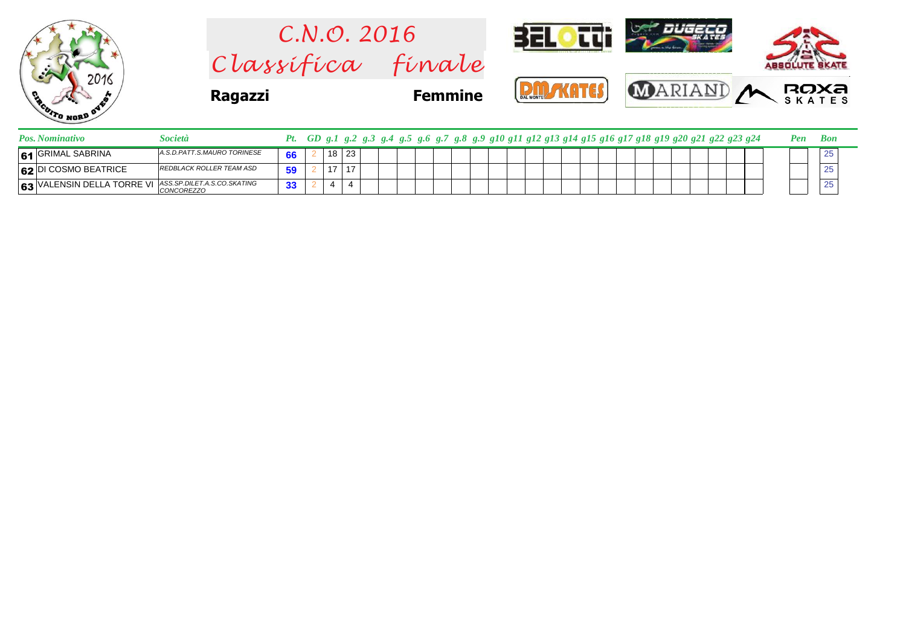# C.N.O. 2016
# Classifica finale

**Ragazzi** **Femmine**

| Pos. | Nominativo | Società | Pt. | GD | g.1 | g.2 | g.3 | g.4 | g.5 | g.6 | g.7 | g.8 | g.9 | g10 | g11 | g12 | g13 | g14 | g15 | g16 | g17 | g18 | g19 | g20 | g21 | g22 | g23 | g24 | Pen | Bon |
|---|---|---|---|---|---|---|---|---|---|---|---|---|---|---|---|---|---|---|---|---|---|---|---|---|---|---|---|---|---|---|
| 61 | GRIMAL SABRINA | A.S.D.PATT.S.MAURO TORINESE | 66 | 2 | 18 | 23 | | | | | | | | | | | | | | | | | | | | | | | | 25 |
| 62 | DI COSMO BEATRICE | REDBLACK ROLLER TEAM ASD | 59 | 2 | 17 | 17 | | | | | | | | | | | | | | | | | | | | | | | | 25 |
| 63 | VALENSIN DELLA TORRE VI | ASS.SP.DILET.A.S.CO.SKATING CONCOREZZO | 33 | 2 | 4 | 4 | | | | | | | | | | | | | | | | | | | | | | | | 25 |